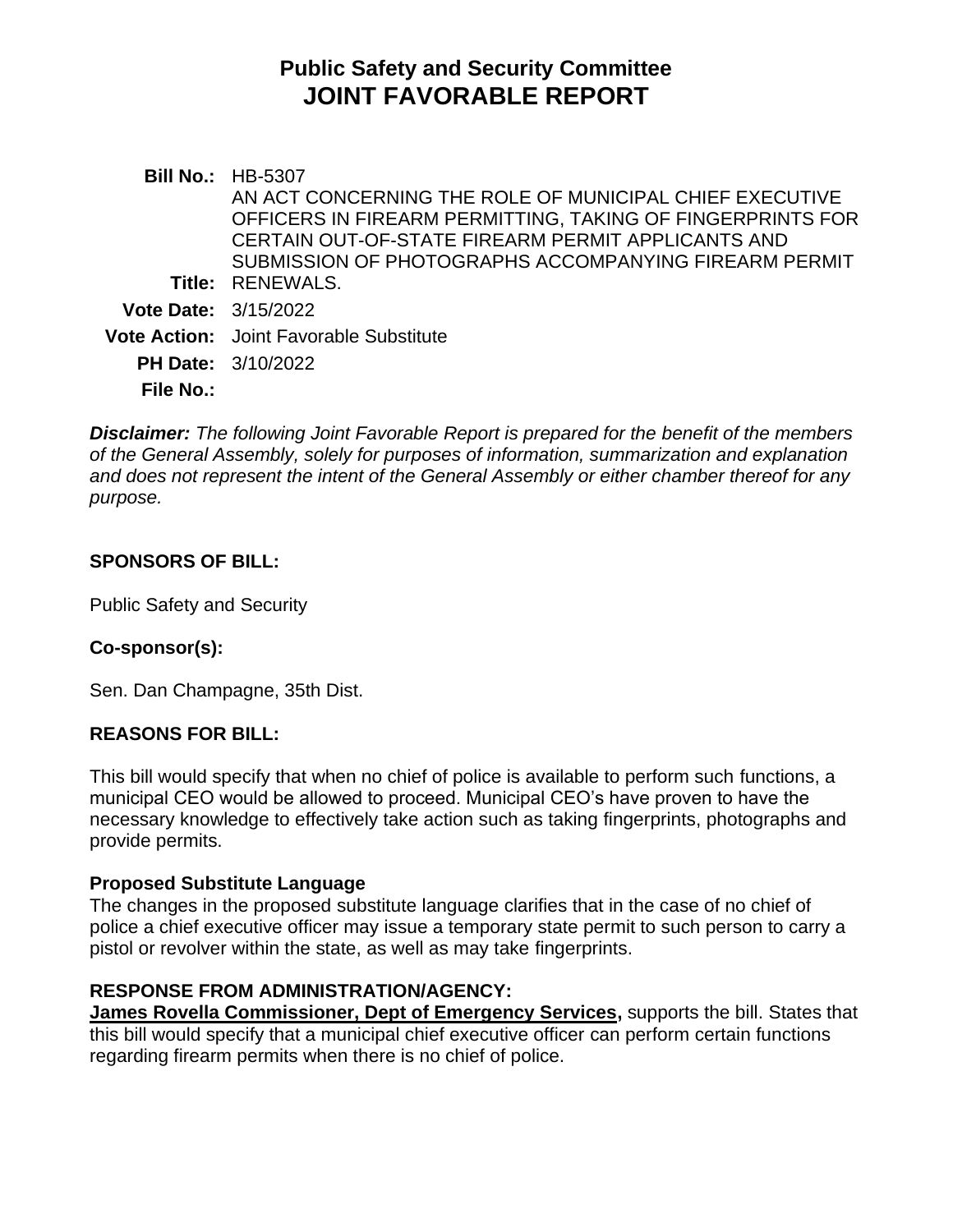# Public Safety and Security Committee
# JOINT FAVORABLE REPORT

**Bill No.:** HB-5307

**Title:** AN ACT CONCERNING THE ROLE OF MUNICIPAL CHIEF EXECUTIVE OFFICERS IN FIREARM PERMITTING, TAKING OF FINGERPRINTS FOR CERTAIN OUT-OF-STATE FIREARM PERMIT APPLICANTS AND SUBMISSION OF PHOTOGRAPHS ACCOMPANYING FIREARM PERMIT RENEWALS.

**Vote Date:** 3/15/2022

**Vote Action:** Joint Favorable Substitute

**PH Date:** 3/10/2022

**File No.:**

***Disclaimer:*** *The following Joint Favorable Report is prepared for the benefit of the members of the General Assembly, solely for purposes of information, summarization and explanation and does not represent the intent of the General Assembly or either chamber thereof for any purpose.*

## SPONSORS OF BILL:

Public Safety and Security

### Co-sponsor(s):

Sen. Dan Champagne, 35th Dist.

## REASONS FOR BILL:

This bill would specify that when no chief of police is available to perform such functions, a municipal CEO would be allowed to proceed. Municipal CEO's have proven to have the necessary knowledge to effectively take action such as taking fingerprints, photographs and provide permits.

### Proposed Substitute Language

The changes in the proposed substitute language clarifies that in the case of no chief of police a chief executive officer may issue a temporary state permit to such person to carry a pistol or revolver within the state, as well as may take fingerprints.

## RESPONSE FROM ADMINISTRATION/AGENCY:

**James Rovella Commissioner, Dept of Emergency Services,** supports the bill. States that this bill would specify that a municipal chief executive officer can perform certain functions regarding firearm permits when there is no chief of police.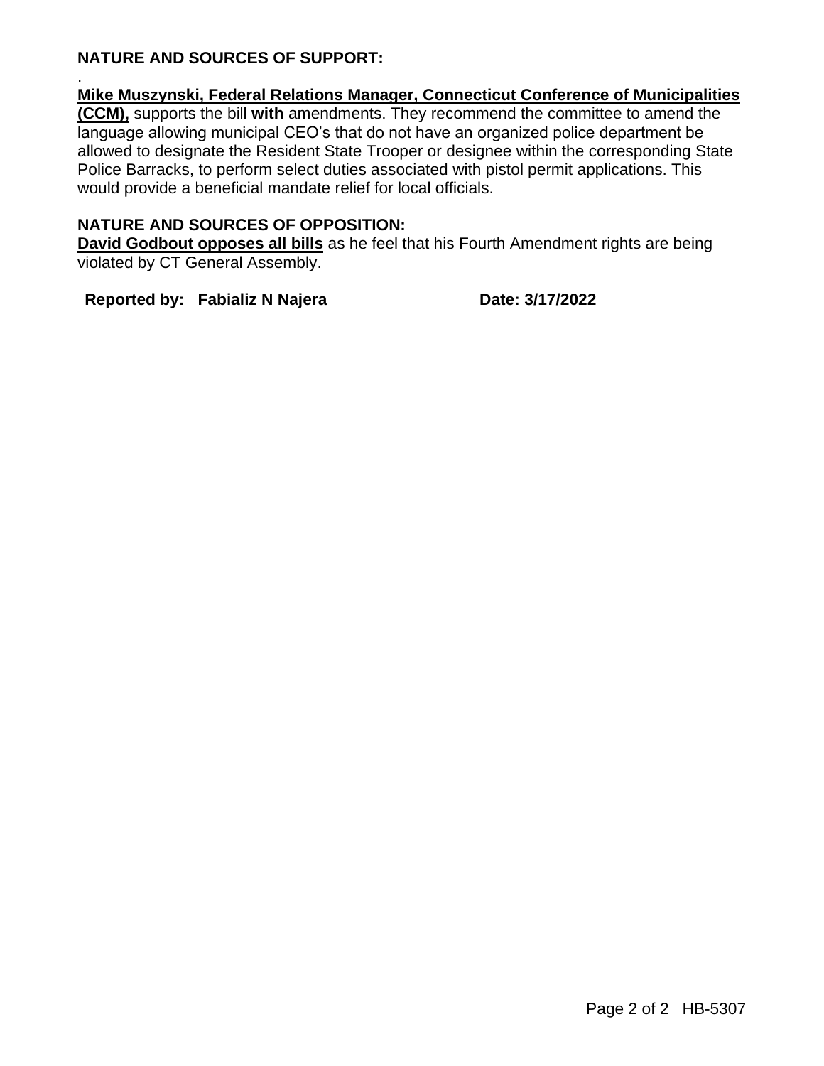**NATURE AND SOURCES OF SUPPORT:**

.

**Mike Muszynski, Federal Relations Manager, Connecticut Conference of Municipalities (CCM),** supports the bill **with** amendments. They recommend the committee to amend the language allowing municipal CEO's that do not have an organized police department be allowed to designate the Resident State Trooper or designee within the corresponding State Police Barracks, to perform select duties associated with pistol permit applications. This would provide a beneficial mandate relief for local officials.

**NATURE AND SOURCES OF OPPOSITION:**

**David Godbout opposes all bills** as he feel that his Fourth Amendment rights are being violated by CT General Assembly.

**Reported by: Fabializ N Najera** **Date: 3/17/2022**